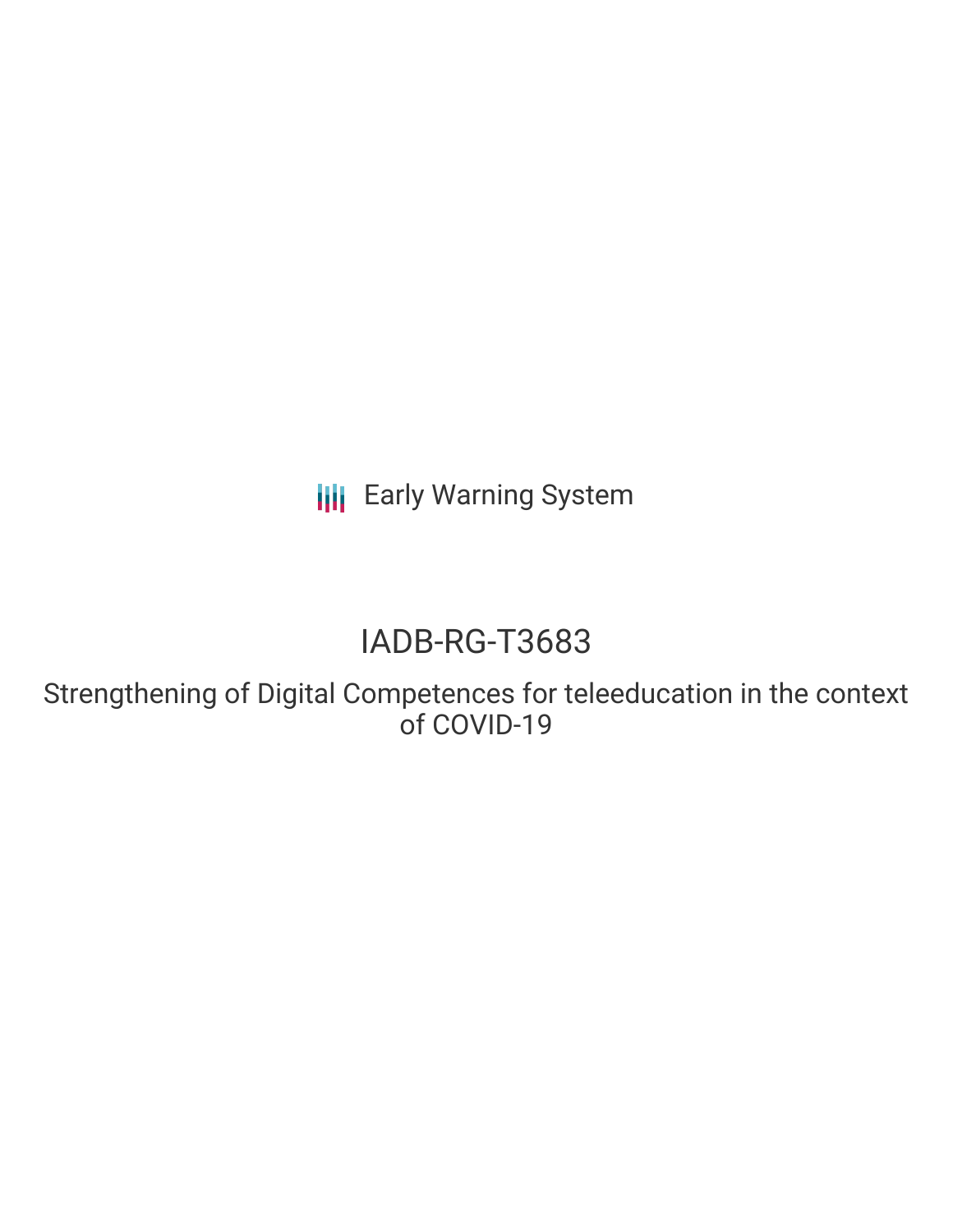Early Warning System

# IADB-RG-T3683

Strengthening of Digital Competences for teleeducation in the context of COVID-19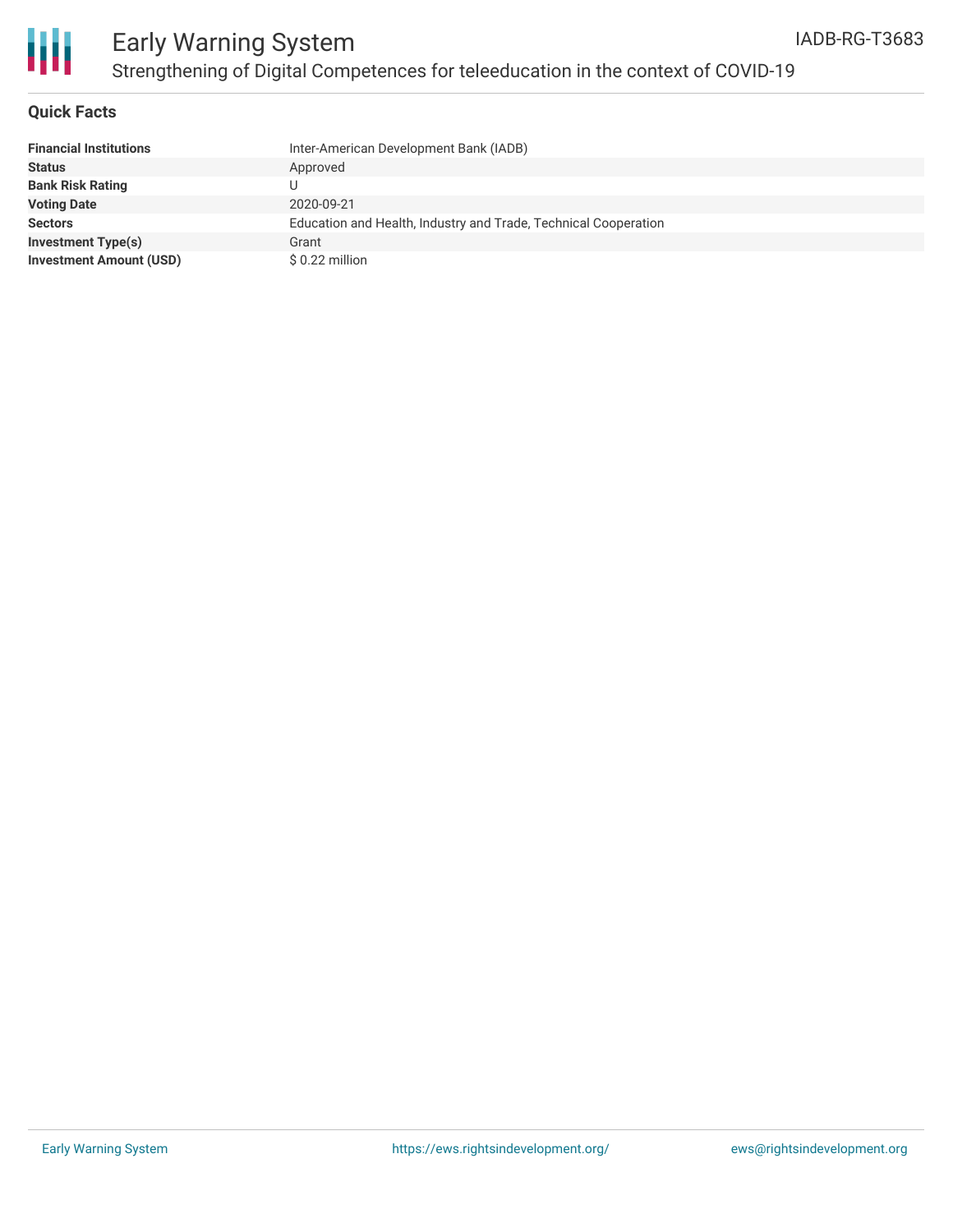# Early Warning System

## Strengthening of Digital Competences for teleeducation in the context of COVID-19

IADB-RG-T3683

### Quick Facts

| | |
|---|---|
| **Financial Institutions** | Inter-American Development Bank (IADB) |
| **Status** | Approved |
| **Bank Risk Rating** | U |
| **Voting Date** | 2020-09-21 |
| **Sectors** | Education and Health, Industry and Trade, Technical Cooperation |
| **Investment Type(s)** | Grant |
| **Investment Amount (USD)** | $ 0.22 million |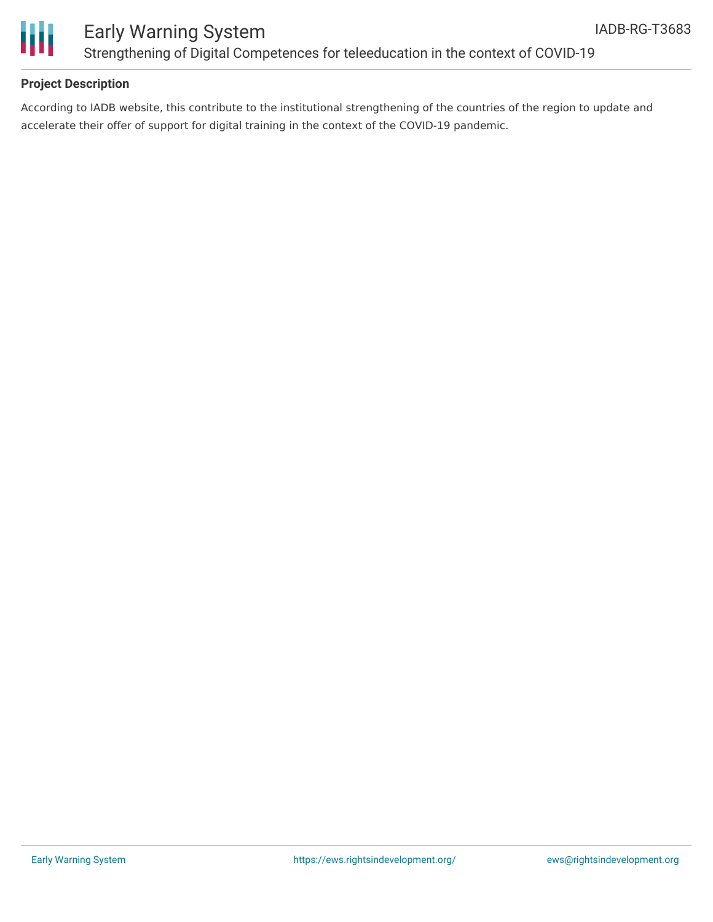## Project Description

According to IADB website, this contribute to the institutional strengthening of the countries of the region to update and accelerate their offer of support for digital training in the context of the COVID-19 pandemic.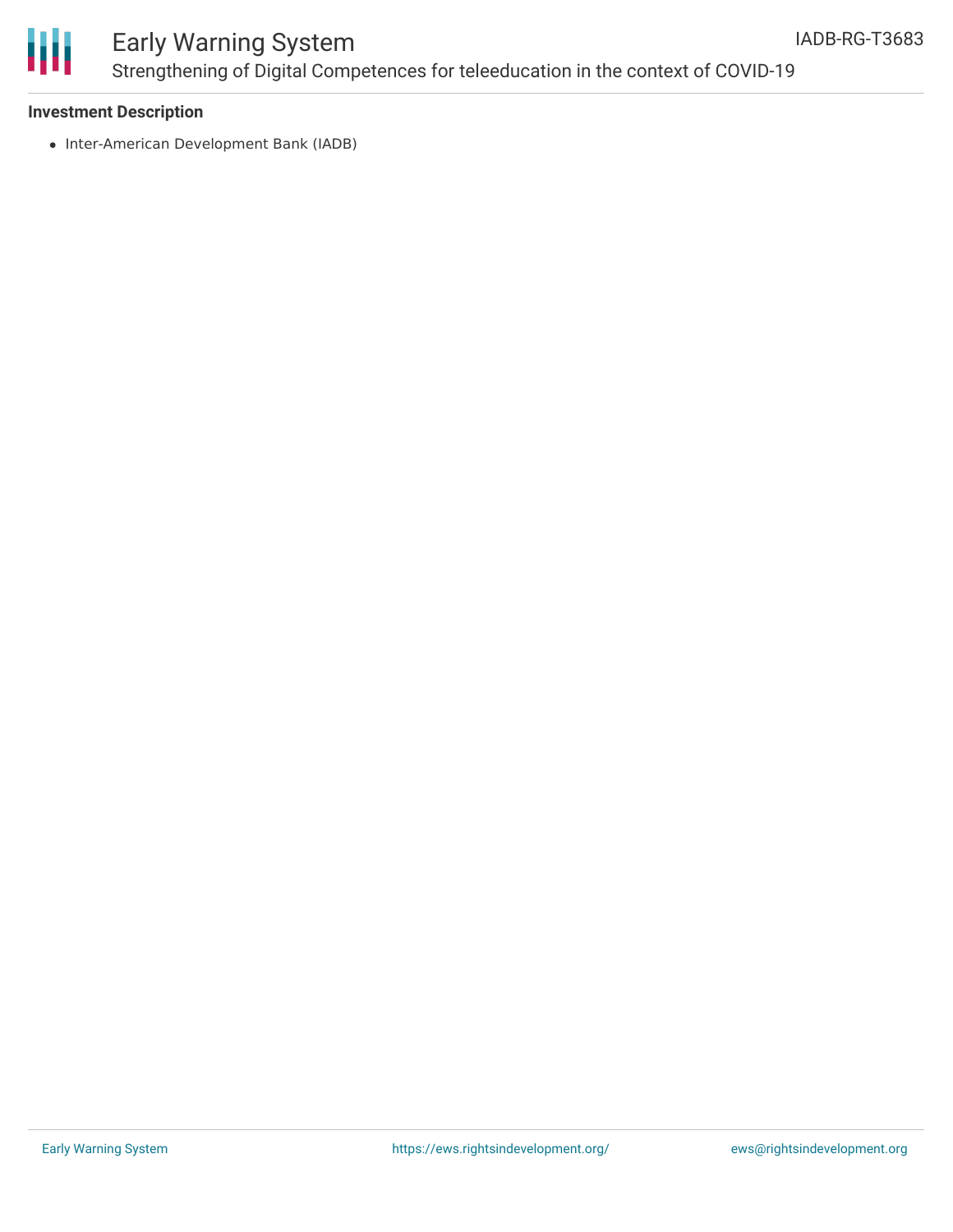**Investment Description**

- Inter-American Development Bank (IADB)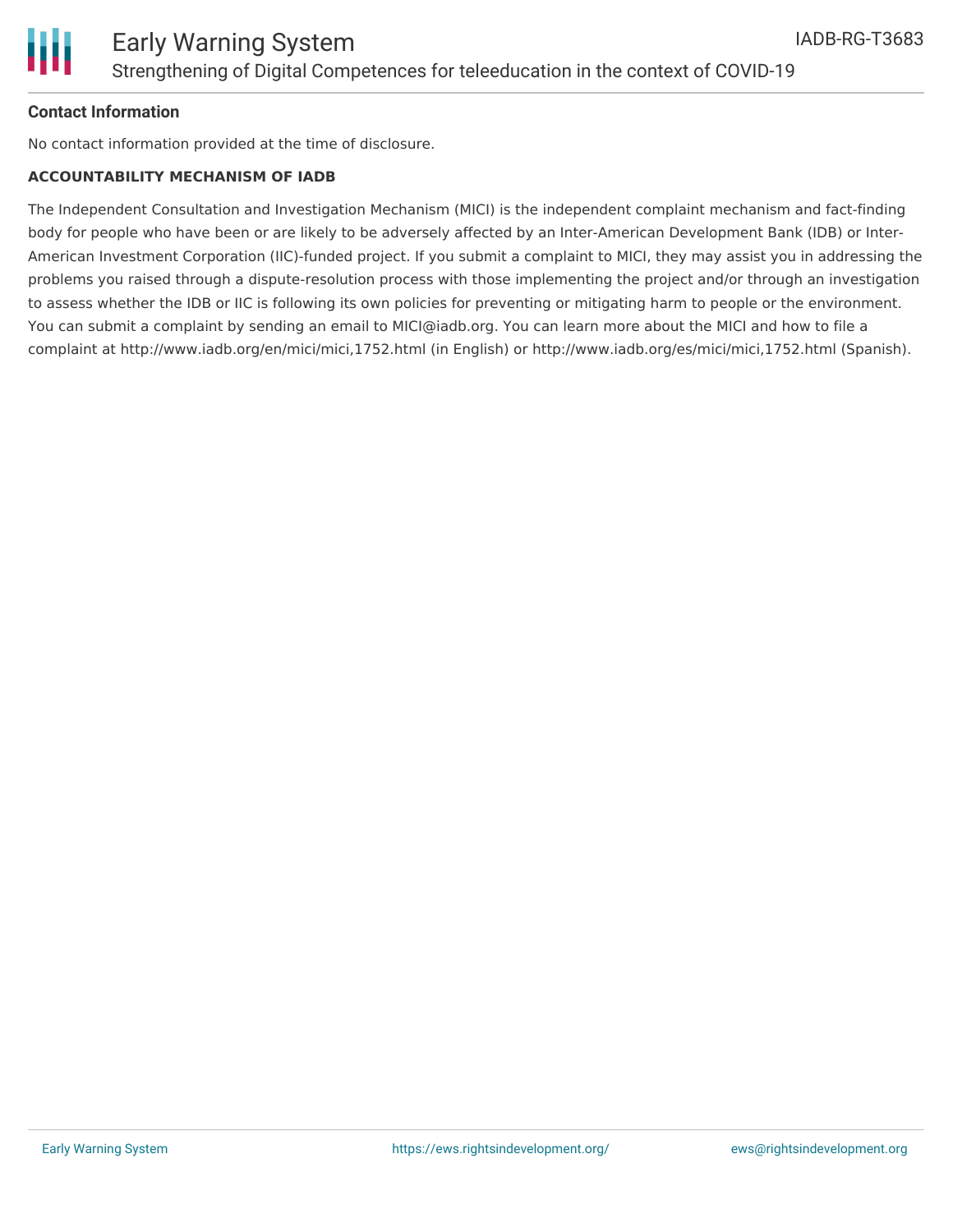**Contact Information**

No contact information provided at the time of disclosure.

**ACCOUNTABILITY MECHANISM OF IADB**

The Independent Consultation and Investigation Mechanism (MICI) is the independent complaint mechanism and fact-finding body for people who have been or are likely to be adversely affected by an Inter-American Development Bank (IDB) or Inter-American Investment Corporation (IIC)-funded project. If you submit a complaint to MICI, they may assist you in addressing the problems you raised through a dispute-resolution process with those implementing the project and/or through an investigation to assess whether the IDB or IIC is following its own policies for preventing or mitigating harm to people or the environment. You can submit a complaint by sending an email to MICI@iadb.org. You can learn more about the MICI and how to file a complaint at http://www.iadb.org/en/mici/mici,1752.html (in English) or http://www.iadb.org/es/mici/mici,1752.html (Spanish).